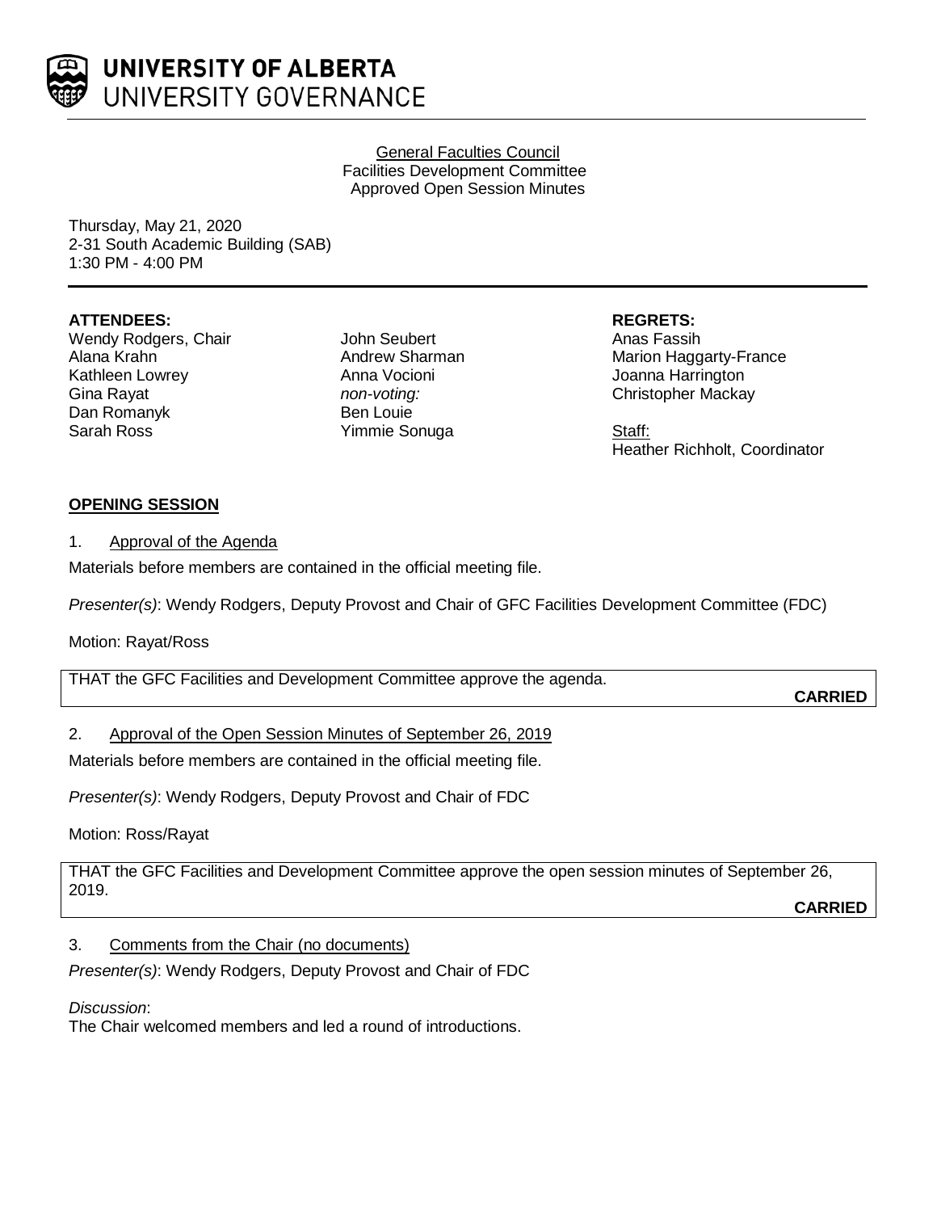UNIVERSITY OF ALBERTA
UNIVERSITY GOVERNANCE

General Faculties Council
Facilities Development Committee
Approved Open Session Minutes

Thursday, May 21, 2020
2-31 South Academic Building (SAB)
1:30 PM - 4:00 PM

**ATTENDEES:**
Wendy Rodgers, Chair
Alana Krahn
Kathleen Lowrey
Gina Rayat
Dan Romanyk
Sarah Ross
John Seubert
Andrew Sharman
Anna Vocioni
*non-voting:*
Ben Louie
Yimmie Sonuga

**REGRETS:**
Anas Fassih
Marion Haggarty-France
Joanna Harrington
Christopher Mackay

Staff:
Heather Richholt, Coordinator

## OPENING SESSION

1. Approval of the Agenda

Materials before members are contained in the official meeting file.

*Presenter(s)*: Wendy Rodgers, Deputy Provost and Chair of GFC Facilities Development Committee (FDC)

Motion: Rayat/Ross

THAT the GFC Facilities and Development Committee approve the agenda.

**CARRIED**

2. Approval of the Open Session Minutes of September 26, 2019

Materials before members are contained in the official meeting file.

*Presenter(s)*: Wendy Rodgers, Deputy Provost and Chair of FDC

Motion: Ross/Rayat

THAT the GFC Facilities and Development Committee approve the open session minutes of September 26, 2019.

**CARRIED**

3. Comments from the Chair (no documents)

*Presenter(s)*: Wendy Rodgers, Deputy Provost and Chair of FDC

*Discussion*:
The Chair welcomed members and led a round of introductions.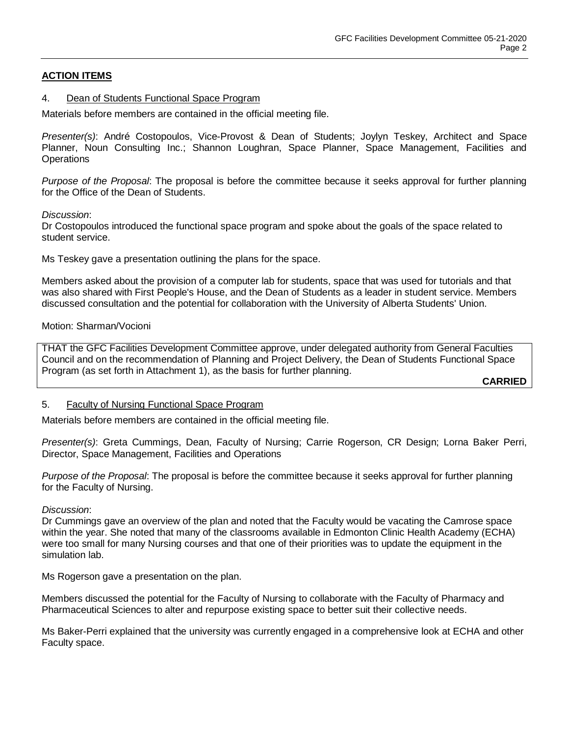## ACTION ITEMS

### 4. Dean of Students Functional Space Program

Materials before members are contained in the official meeting file.

*Presenter(s)*: André Costopoulos, Vice-Provost & Dean of Students; Joylyn Teskey, Architect and Space Planner, Noun Consulting Inc.; Shannon Loughran, Space Planner, Space Management, Facilities and Operations

*Purpose of the Proposal*: The proposal is before the committee because it seeks approval for further planning for the Office of the Dean of Students.

*Discussion*:
Dr Costopoulos introduced the functional space program and spoke about the goals of the space related to student service.

Ms Teskey gave a presentation outlining the plans for the space.

Members asked about the provision of a computer lab for students, space that was used for tutorials and that was also shared with First People's House, and the Dean of Students as a leader in student service. Members discussed consultation and the potential for collaboration with the University of Alberta Students' Union.

Motion: Sharman/Vocioni

THAT the GFC Facilities Development Committee approve, under delegated authority from General Faculties Council and on the recommendation of Planning and Project Delivery, the Dean of Students Functional Space Program (as set forth in Attachment 1), as the basis for further planning.

**CARRIED**

### 5. Faculty of Nursing Functional Space Program

Materials before members are contained in the official meeting file.

*Presenter(s)*: Greta Cummings, Dean, Faculty of Nursing; Carrie Rogerson, CR Design; Lorna Baker Perri, Director, Space Management, Facilities and Operations

*Purpose of the Proposal*: The proposal is before the committee because it seeks approval for further planning for the Faculty of Nursing.

*Discussion*:
Dr Cummings gave an overview of the plan and noted that the Faculty would be vacating the Camrose space within the year. She noted that many of the classrooms available in Edmonton Clinic Health Academy (ECHA) were too small for many Nursing courses and that one of their priorities was to update the equipment in the simulation lab.

Ms Rogerson gave a presentation on the plan.

Members discussed the potential for the Faculty of Nursing to collaborate with the Faculty of Pharmacy and Pharmaceutical Sciences to alter and repurpose existing space to better suit their collective needs.

Ms Baker-Perri explained that the university was currently engaged in a comprehensive look at ECHA and other Faculty space.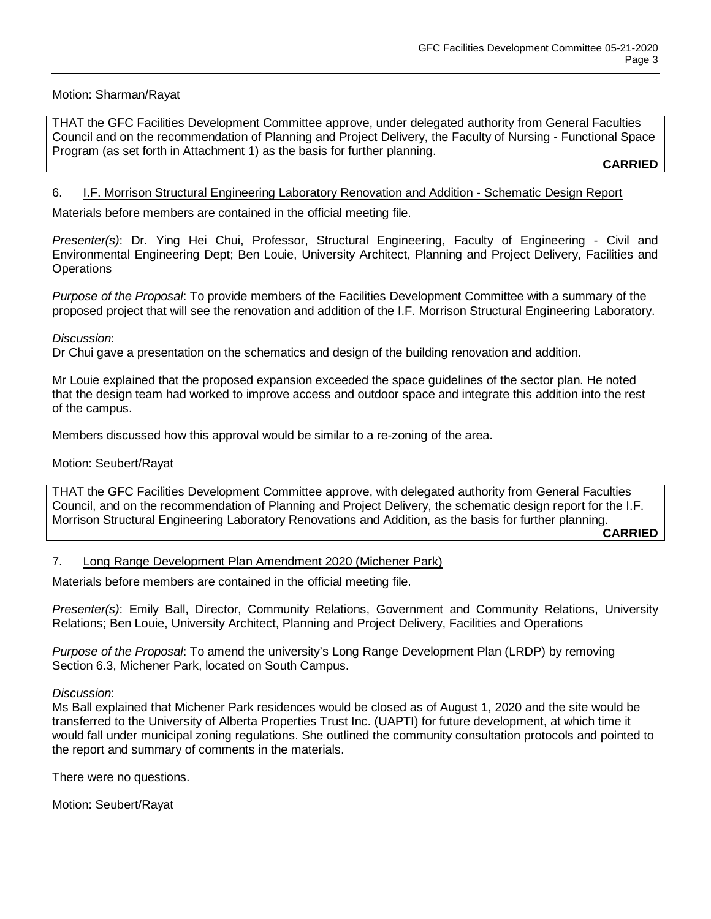Motion: Sharman/Rayat

THAT the GFC Facilities Development Committee approve, under delegated authority from General Faculties Council and on the recommendation of Planning and Project Delivery, the Faculty of Nursing - Functional Space Program (as set forth in Attachment 1) as the basis for further planning.

**CARRIED**

6. I.F. Morrison Structural Engineering Laboratory Renovation and Addition - Schematic Design Report

Materials before members are contained in the official meeting file.

*Presenter(s)*: Dr. Ying Hei Chui, Professor, Structural Engineering, Faculty of Engineering - Civil and Environmental Engineering Dept; Ben Louie, University Architect, Planning and Project Delivery, Facilities and Operations

*Purpose of the Proposal*: To provide members of the Facilities Development Committee with a summary of the proposed project that will see the renovation and addition of the I.F. Morrison Structural Engineering Laboratory.

*Discussion*:
Dr Chui gave a presentation on the schematics and design of the building renovation and addition.

Mr Louie explained that the proposed expansion exceeded the space guidelines of the sector plan. He noted that the design team had worked to improve access and outdoor space and integrate this addition into the rest of the campus.

Members discussed how this approval would be similar to a re-zoning of the area.

Motion: Seubert/Rayat

THAT the GFC Facilities Development Committee approve, with delegated authority from General Faculties Council, and on the recommendation of Planning and Project Delivery, the schematic design report for the I.F. Morrison Structural Engineering Laboratory Renovations and Addition, as the basis for further planning.

**CARRIED**

7. Long Range Development Plan Amendment 2020 (Michener Park)

Materials before members are contained in the official meeting file.

*Presenter(s)*: Emily Ball, Director, Community Relations, Government and Community Relations, University Relations; Ben Louie, University Architect, Planning and Project Delivery, Facilities and Operations

*Purpose of the Proposal*: To amend the university's Long Range Development Plan (LRDP) by removing Section 6.3, Michener Park, located on South Campus.

*Discussion*:
Ms Ball explained that Michener Park residences would be closed as of August 1, 2020 and the site would be transferred to the University of Alberta Properties Trust Inc. (UAPTI) for future development, at which time it would fall under municipal zoning regulations. She outlined the community consultation protocols and pointed to the report and summary of comments in the materials.

There were no questions.

Motion: Seubert/Rayat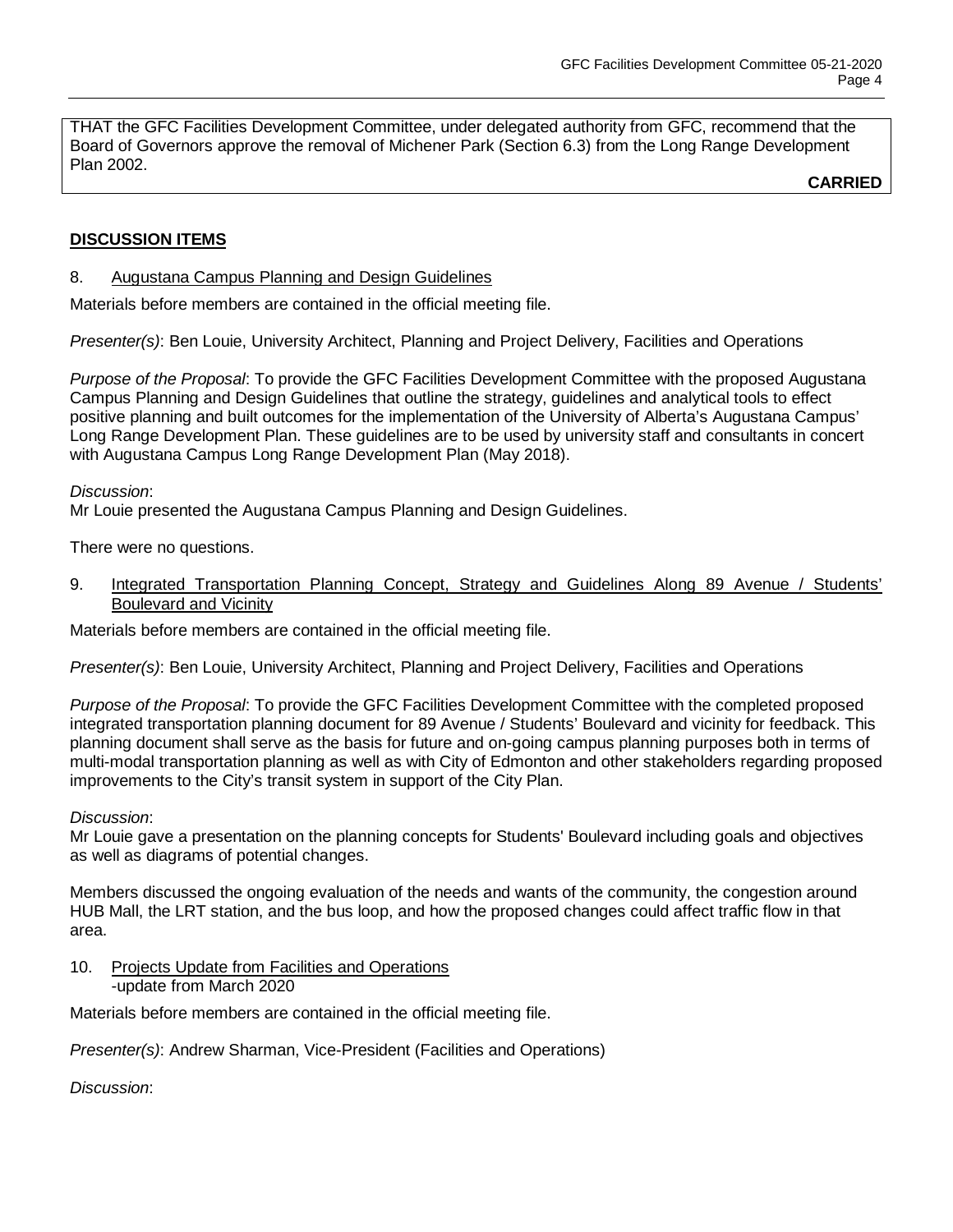THAT the GFC Facilities Development Committee, under delegated authority from GFC, recommend that the Board of Governors approve the removal of Michener Park (Section 6.3) from the Long Range Development Plan 2002.

**CARRIED**

## DISCUSSION ITEMS

8. Augustana Campus Planning and Design Guidelines

Materials before members are contained in the official meeting file.

*Presenter(s)*: Ben Louie, University Architect, Planning and Project Delivery, Facilities and Operations

*Purpose of the Proposal*: To provide the GFC Facilities Development Committee with the proposed Augustana Campus Planning and Design Guidelines that outline the strategy, guidelines and analytical tools to effect positive planning and built outcomes for the implementation of the University of Alberta's Augustana Campus' Long Range Development Plan. These guidelines are to be used by university staff and consultants in concert with Augustana Campus Long Range Development Plan (May 2018).

*Discussion*:
Mr Louie presented the Augustana Campus Planning and Design Guidelines.

There were no questions.

9. Integrated Transportation Planning Concept, Strategy and Guidelines Along 89 Avenue / Students' Boulevard and Vicinity

Materials before members are contained in the official meeting file.

*Presenter(s)*: Ben Louie, University Architect, Planning and Project Delivery, Facilities and Operations

*Purpose of the Proposal*: To provide the GFC Facilities Development Committee with the completed proposed integrated transportation planning document for 89 Avenue / Students' Boulevard and vicinity for feedback. This planning document shall serve as the basis for future and on-going campus planning purposes both in terms of multi-modal transportation planning as well as with City of Edmonton and other stakeholders regarding proposed improvements to the City's transit system in support of the City Plan.

*Discussion*:
Mr Louie gave a presentation on the planning concepts for Students' Boulevard including goals and objectives as well as diagrams of potential changes.

Members discussed the ongoing evaluation of the needs and wants of the community, the congestion around HUB Mall, the LRT station, and the bus loop, and how the proposed changes could affect traffic flow in that area.

10. Projects Update from Facilities and Operations
    -update from March 2020

Materials before members are contained in the official meeting file.

*Presenter(s)*: Andrew Sharman, Vice-President (Facilities and Operations)

*Discussion*: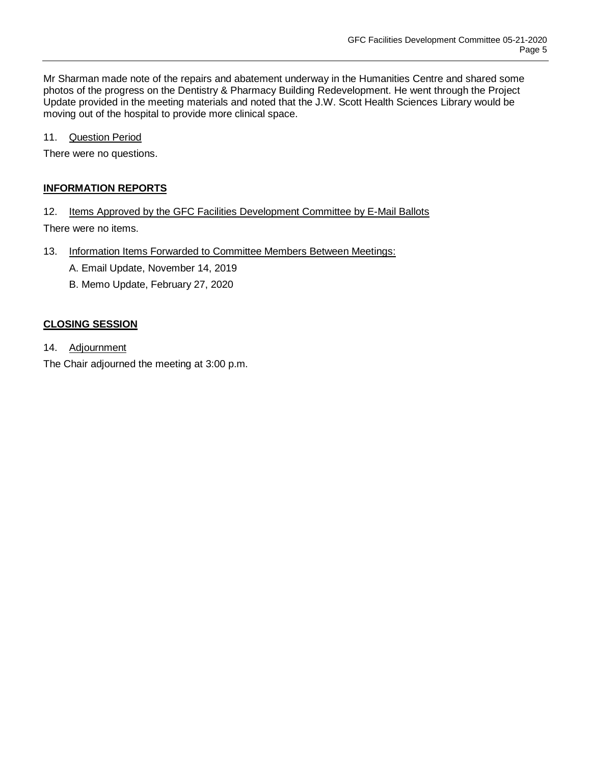Mr Sharman made note of the repairs and abatement underway in the Humanities Centre and shared some photos of the progress on the Dentistry & Pharmacy Building Redevelopment. He went through the Project Update provided in the meeting materials and noted that the J.W. Scott Health Sciences Library would be moving out of the hospital to provide more clinical space.

11. Question Period

There were no questions.

**INFORMATION REPORTS**

12. Items Approved by the GFC Facilities Development Committee by E-Mail Ballots

There were no items.

13. Information Items Forwarded to Committee Members Between Meetings:

    A. Email Update, November 14, 2019

    B. Memo Update, February 27, 2020

**CLOSING SESSION**

14. Adjournment

The Chair adjourned the meeting at 3:00 p.m.